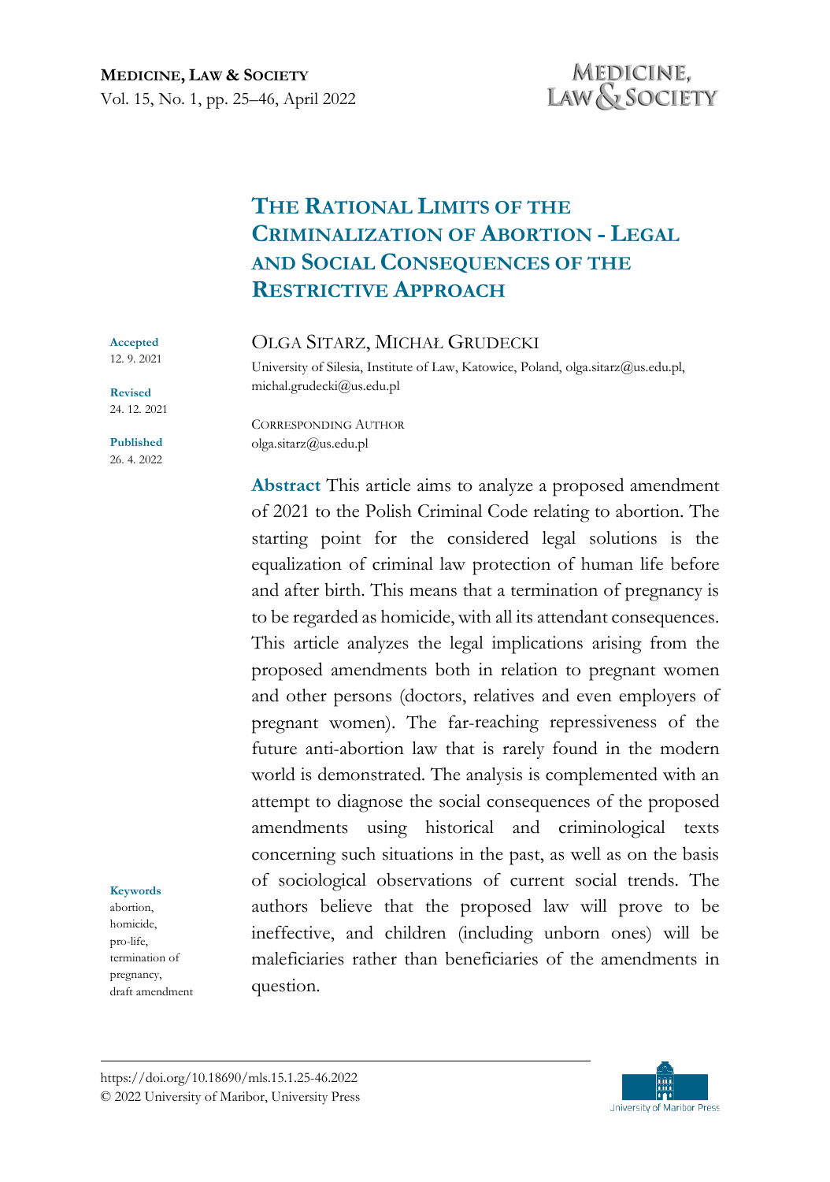# The Rational Limits of the Criminalization of Abortion - Legal and Social Consequences of the Restrictive Approach

**Accepted**
12. 9. 2021

**Revised**
24. 12. 2021

**Published**
26. 4. 2022

Olga Sitarz, Michał Grudecki

University of Silesia, Institute of Law, Katowice, Poland, olga.sitarz@us.edu.pl, michal.grudecki@us.edu.pl

Corresponding Author
olga.sitarz@us.edu.pl

**Abstract** This article aims to analyze a proposed amendment of 2021 to the Polish Criminal Code relating to abortion. The starting point for the considered legal solutions is the equalization of criminal law protection of human life before and after birth. This means that a termination of pregnancy is to be regarded as homicide, with all its attendant consequences. This article analyzes the legal implications arising from the proposed amendments both in relation to pregnant women and other persons (doctors, relatives and even employers of pregnant women). The far-reaching repressiveness of the future anti-abortion law that is rarely found in the modern world is demonstrated. The analysis is complemented with an attempt to diagnose the social consequences of the proposed amendments using historical and criminological texts concerning such situations in the past, as well as on the basis of sociological observations of current social trends. The authors believe that the proposed law will prove to be ineffective, and children (including unborn ones) will be maleficiaries rather than beneficiaries of the amendments in question.

**Keywords**
abortion, homicide, pro-life, termination of pregnancy, draft amendment

https://doi.org/10.18690/mls.15.1.25-46.2022
© 2022 University of Maribor, University Press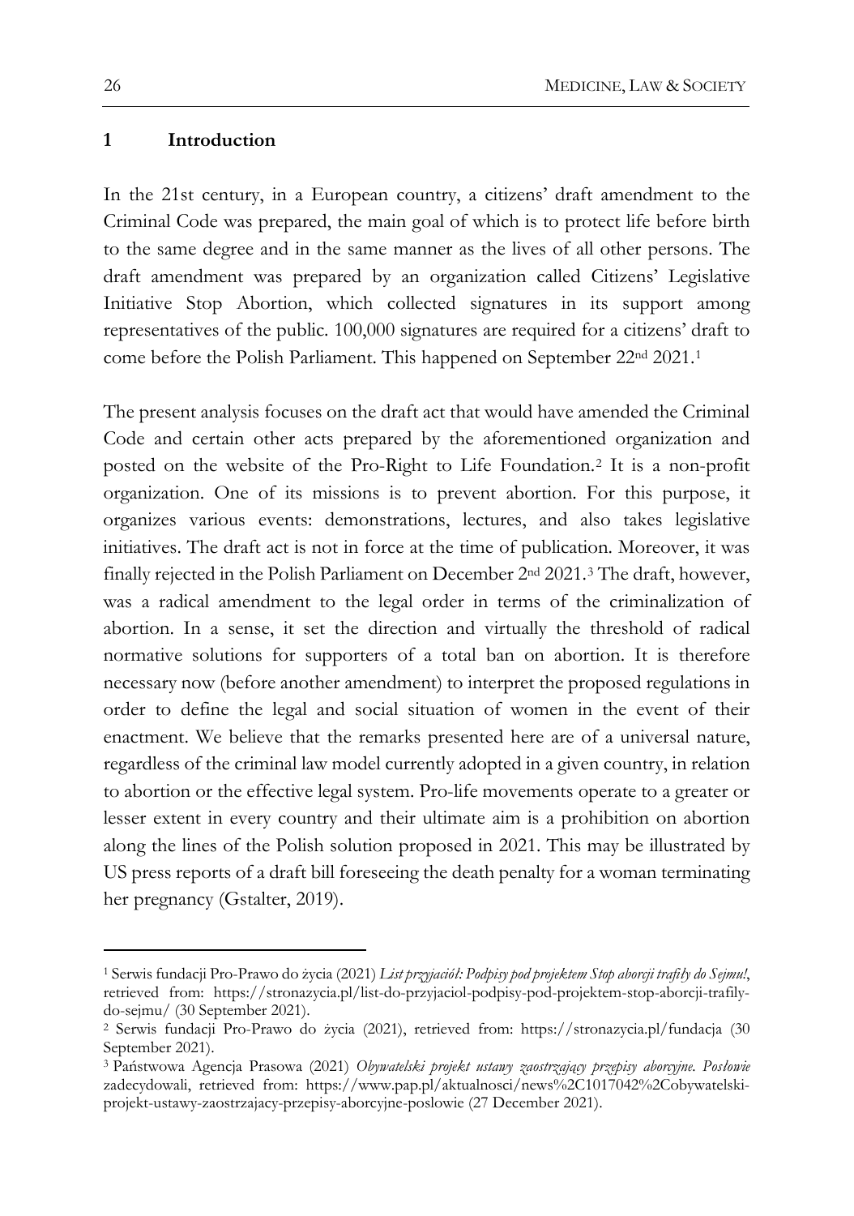## 1 Introduction

In the 21st century, in a European country, a citizens' draft amendment to the Criminal Code was prepared, the main goal of which is to protect life before birth to the same degree and in the same manner as the lives of all other persons. The draft amendment was prepared by an organization called Citizens' Legislative Initiative Stop Abortion, which collected signatures in its support among representatives of the public. 100,000 signatures are required for a citizens' draft to come before the Polish Parliament. This happened on September 22nd 2021.[1]

The present analysis focuses on the draft act that would have amended the Criminal Code and certain other acts prepared by the aforementioned organization and posted on the website of the Pro-Right to Life Foundation.[2] It is a non-profit organization. One of its missions is to prevent abortion. For this purpose, it organizes various events: demonstrations, lectures, and also takes legislative initiatives. The draft act is not in force at the time of publication. Moreover, it was finally rejected in the Polish Parliament on December 2nd 2021.[3] The draft, however, was a radical amendment to the legal order in terms of the criminalization of abortion. In a sense, it set the direction and virtually the threshold of radical normative solutions for supporters of a total ban on abortion. It is therefore necessary now (before another amendment) to interpret the proposed regulations in order to define the legal and social situation of women in the event of their enactment. We believe that the remarks presented here are of a universal nature, regardless of the criminal law model currently adopted in a given country, in relation to abortion or the effective legal system. Pro-life movements operate to a greater or lesser extent in every country and their ultimate aim is a prohibition on abortion along the lines of the Polish solution proposed in 2021. This may be illustrated by US press reports of a draft bill foreseeing the death penalty for a woman terminating her pregnancy (Gstalter, 2019).

---

[1] Serwis fundacji Pro-Prawo do życia (2021) *List przyjaciół: Podpisy pod projektem Stop aborcji trafiły do Sejmu!*, retrieved from: https://stronazycia.pl/list-do-przyjaciol-podpisy-pod-projektem-stop-aborcji-trafily-do-sejmu/ (30 September 2021).

[2] Serwis fundacji Pro-Prawo do życia (2021), retrieved from: https://stronazycia.pl/fundacja (30 September 2021).

[3] Państwowa Agencja Prasowa (2021) *Obywatelski projekt ustawy zaostrzający przepisy aborcyjne. Posłowie* zadecydowali, retrieved from: https://www.pap.pl/aktualnosci/news%2C1017042%2Cobywatelski-projekt-ustawy-zaostrzajacy-przepisy-aborcyjne-poslowie (27 December 2021).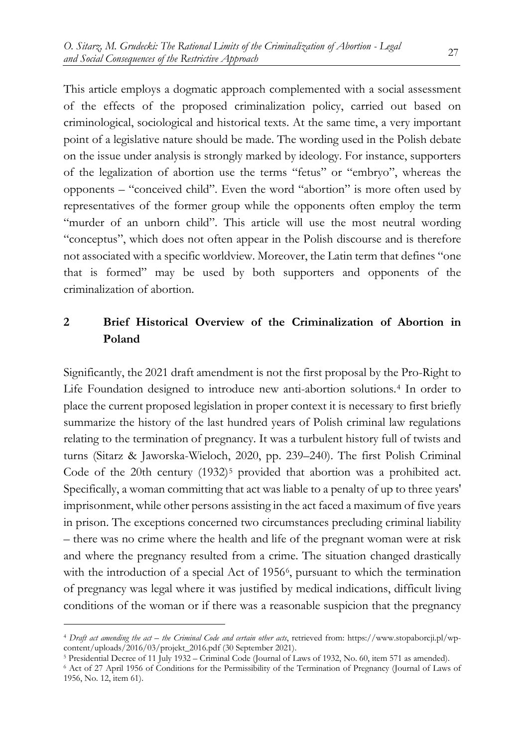This article employs a dogmatic approach complemented with a social assessment of the effects of the proposed criminalization policy, carried out based on criminological, sociological and historical texts. At the same time, a very important point of a legislative nature should be made. The wording used in the Polish debate on the issue under analysis is strongly marked by ideology. For instance, supporters of the legalization of abortion use the terms "fetus" or "embryo", whereas the opponents – "conceived child". Even the word "abortion" is more often used by representatives of the former group while the opponents often employ the term "murder of an unborn child". This article will use the most neutral wording "conceptus", which does not often appear in the Polish discourse and is therefore not associated with a specific worldview. Moreover, the Latin term that defines "one that is formed" may be used by both supporters and opponents of the criminalization of abortion.

## 2 Brief Historical Overview of the Criminalization of Abortion in Poland

Significantly, the 2021 draft amendment is not the first proposal by the Pro-Right to Life Foundation designed to introduce new anti-abortion solutions.[4] In order to place the current proposed legislation in proper context it is necessary to first briefly summarize the history of the last hundred years of Polish criminal law regulations relating to the termination of pregnancy. It was a turbulent history full of twists and turns (Sitarz & Jaworska-Wieloch, 2020, pp. 239–240). The first Polish Criminal Code of the 20th century (1932)[5] provided that abortion was a prohibited act. Specifically, a woman committing that act was liable to a penalty of up to three years' imprisonment, while other persons assisting in the act faced a maximum of five years in prison. The exceptions concerned two circumstances precluding criminal liability – there was no crime where the health and life of the pregnant woman were at risk and where the pregnancy resulted from a crime. The situation changed drastically with the introduction of a special Act of 1956[6], pursuant to which the termination of pregnancy was legal where it was justified by medical indications, difficult living conditions of the woman or if there was a reasonable suspicion that the pregnancy

---

[4] *Draft act amending the act – the Criminal Code and certain other acts*, retrieved from: https://www.stopaborcji.pl/wp-content/uploads/2016/03/projekt_2016.pdf (30 September 2021).

[5] Presidential Decree of 11 July 1932 – Criminal Code (Journal of Laws of 1932, No. 60, item 571 as amended).

[6] Act of 27 April 1956 of Conditions for the Permissibility of the Termination of Pregnancy (Journal of Laws of 1956, No. 12, item 61).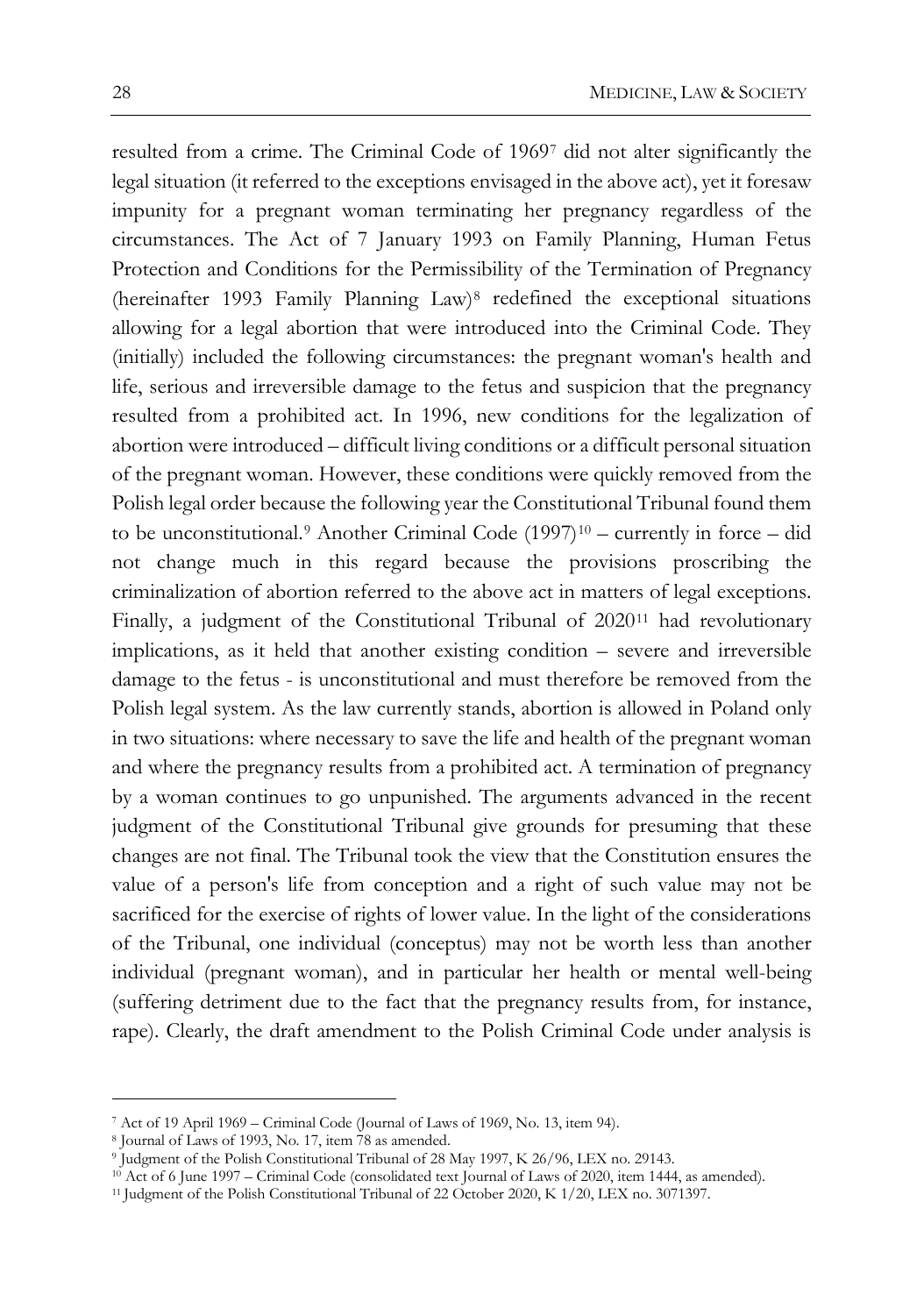resulted from a crime. The Criminal Code of 1969[7] did not alter significantly the legal situation (it referred to the exceptions envisaged in the above act), yet it foresaw impunity for a pregnant woman terminating her pregnancy regardless of the circumstances. The Act of 7 January 1993 on Family Planning, Human Fetus Protection and Conditions for the Permissibility of the Termination of Pregnancy (hereinafter 1993 Family Planning Law)[8] redefined the exceptional situations allowing for a legal abortion that were introduced into the Criminal Code. They (initially) included the following circumstances: the pregnant woman's health and life, serious and irreversible damage to the fetus and suspicion that the pregnancy resulted from a prohibited act. In 1996, new conditions for the legalization of abortion were introduced – difficult living conditions or a difficult personal situation of the pregnant woman. However, these conditions were quickly removed from the Polish legal order because the following year the Constitutional Tribunal found them to be unconstitutional.[9] Another Criminal Code (1997)[10] – currently in force – did not change much in this regard because the provisions proscribing the criminalization of abortion referred to the above act in matters of legal exceptions. Finally, a judgment of the Constitutional Tribunal of 2020[11] had revolutionary implications, as it held that another existing condition – severe and irreversible damage to the fetus - is unconstitutional and must therefore be removed from the Polish legal system. As the law currently stands, abortion is allowed in Poland only in two situations: where necessary to save the life and health of the pregnant woman and where the pregnancy results from a prohibited act. A termination of pregnancy by a woman continues to go unpunished. The arguments advanced in the recent judgment of the Constitutional Tribunal give grounds for presuming that these changes are not final. The Tribunal took the view that the Constitution ensures the value of a person's life from conception and a right of such value may not be sacrificed for the exercise of rights of lower value. In the light of the considerations of the Tribunal, one individual (conceptus) may not be worth less than another individual (pregnant woman), and in particular her health or mental well-being (suffering detriment due to the fact that the pregnancy results from, for instance, rape). Clearly, the draft amendment to the Polish Criminal Code under analysis is

---

[7] Act of 19 April 1969 – Criminal Code (Journal of Laws of 1969, No. 13, item 94).

[8] Journal of Laws of 1993, No. 17, item 78 as amended.

[9] Judgment of the Polish Constitutional Tribunal of 28 May 1997, K 26/96, LEX no. 29143.

[10] Act of 6 June 1997 – Criminal Code (consolidated text Journal of Laws of 2020, item 1444, as amended).

[11] Judgment of the Polish Constitutional Tribunal of 22 October 2020, K 1/20, LEX no. 3071397.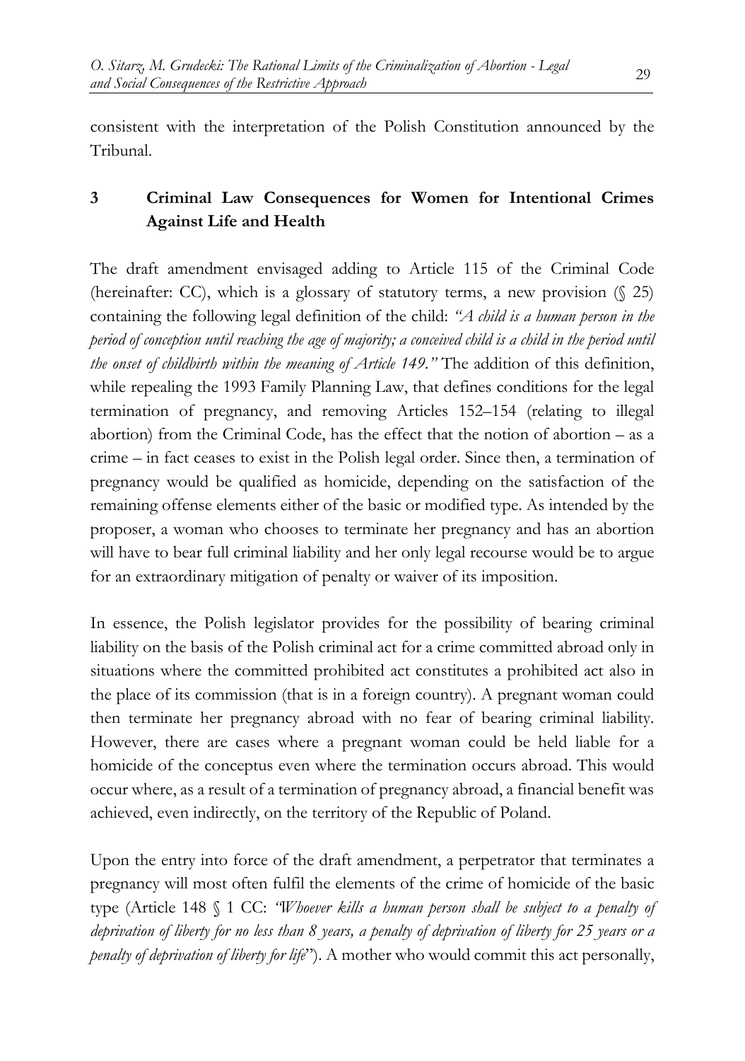consistent with the interpretation of the Polish Constitution announced by the Tribunal.

## 3 Criminal Law Consequences for Women for Intentional Crimes Against Life and Health

The draft amendment envisaged adding to Article 115 of the Criminal Code (hereinafter: CC), which is a glossary of statutory terms, a new provision (§ 25) containing the following legal definition of the child: *"A child is a human person in the period of conception until reaching the age of majority; a conceived child is a child in the period until the onset of childbirth within the meaning of Article 149."* The addition of this definition, while repealing the 1993 Family Planning Law, that defines conditions for the legal termination of pregnancy, and removing Articles 152–154 (relating to illegal abortion) from the Criminal Code, has the effect that the notion of abortion – as a crime – in fact ceases to exist in the Polish legal order. Since then, a termination of pregnancy would be qualified as homicide, depending on the satisfaction of the remaining offense elements either of the basic or modified type. As intended by the proposer, a woman who chooses to terminate her pregnancy and has an abortion will have to bear full criminal liability and her only legal recourse would be to argue for an extraordinary mitigation of penalty or waiver of its imposition.

In essence, the Polish legislator provides for the possibility of bearing criminal liability on the basis of the Polish criminal act for a crime committed abroad only in situations where the committed prohibited act constitutes a prohibited act also in the place of its commission (that is in a foreign country). A pregnant woman could then terminate her pregnancy abroad with no fear of bearing criminal liability. However, there are cases where a pregnant woman could be held liable for a homicide of the conceptus even where the termination occurs abroad. This would occur where, as a result of a termination of pregnancy abroad, a financial benefit was achieved, even indirectly, on the territory of the Republic of Poland.

Upon the entry into force of the draft amendment, a perpetrator that terminates a pregnancy will most often fulfil the elements of the crime of homicide of the basic type (Article 148 § 1 CC: *"Whoever kills a human person shall be subject to a penalty of deprivation of liberty for no less than 8 years, a penalty of deprivation of liberty for 25 years or a penalty of deprivation of liberty for life*"). A mother who would commit this act personally,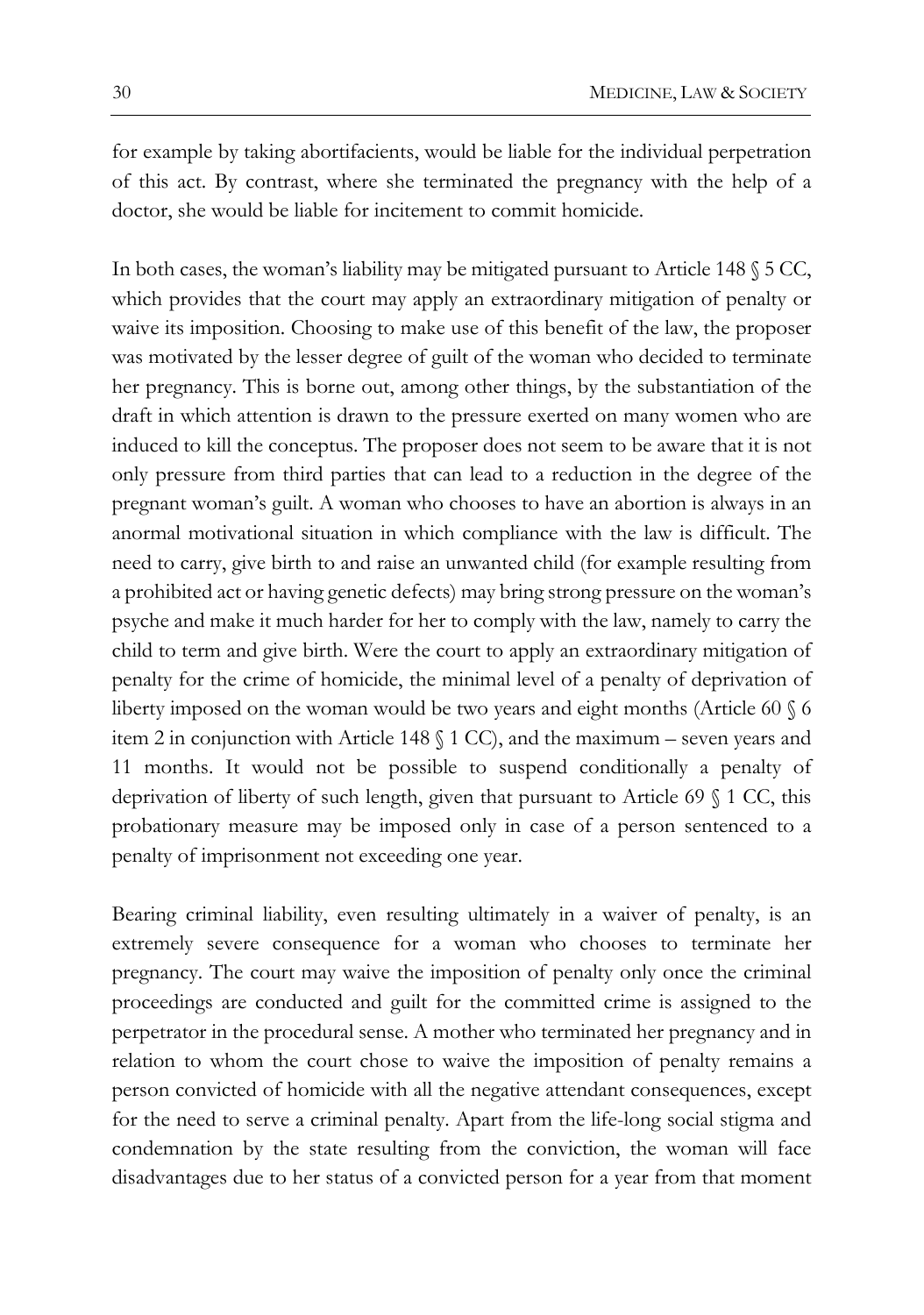for example by taking abortifacients, would be liable for the individual perpetration of this act. By contrast, where she terminated the pregnancy with the help of a doctor, she would be liable for incitement to commit homicide.

In both cases, the woman's liability may be mitigated pursuant to Article 148 § 5 CC, which provides that the court may apply an extraordinary mitigation of penalty or waive its imposition. Choosing to make use of this benefit of the law, the proposer was motivated by the lesser degree of guilt of the woman who decided to terminate her pregnancy. This is borne out, among other things, by the substantiation of the draft in which attention is drawn to the pressure exerted on many women who are induced to kill the conceptus. The proposer does not seem to be aware that it is not only pressure from third parties that can lead to a reduction in the degree of the pregnant woman's guilt. A woman who chooses to have an abortion is always in an anormal motivational situation in which compliance with the law is difficult. The need to carry, give birth to and raise an unwanted child (for example resulting from a prohibited act or having genetic defects) may bring strong pressure on the woman's psyche and make it much harder for her to comply with the law, namely to carry the child to term and give birth. Were the court to apply an extraordinary mitigation of penalty for the crime of homicide, the minimal level of a penalty of deprivation of liberty imposed on the woman would be two years and eight months (Article 60 § 6 item 2 in conjunction with Article 148 § 1 CC), and the maximum – seven years and 11 months. It would not be possible to suspend conditionally a penalty of deprivation of liberty of such length, given that pursuant to Article 69 § 1 CC, this probationary measure may be imposed only in case of a person sentenced to a penalty of imprisonment not exceeding one year.

Bearing criminal liability, even resulting ultimately in a waiver of penalty, is an extremely severe consequence for a woman who chooses to terminate her pregnancy. The court may waive the imposition of penalty only once the criminal proceedings are conducted and guilt for the committed crime is assigned to the perpetrator in the procedural sense. A mother who terminated her pregnancy and in relation to whom the court chose to waive the imposition of penalty remains a person convicted of homicide with all the negative attendant consequences, except for the need to serve a criminal penalty. Apart from the life-long social stigma and condemnation by the state resulting from the conviction, the woman will face disadvantages due to her status of a convicted person for a year from that moment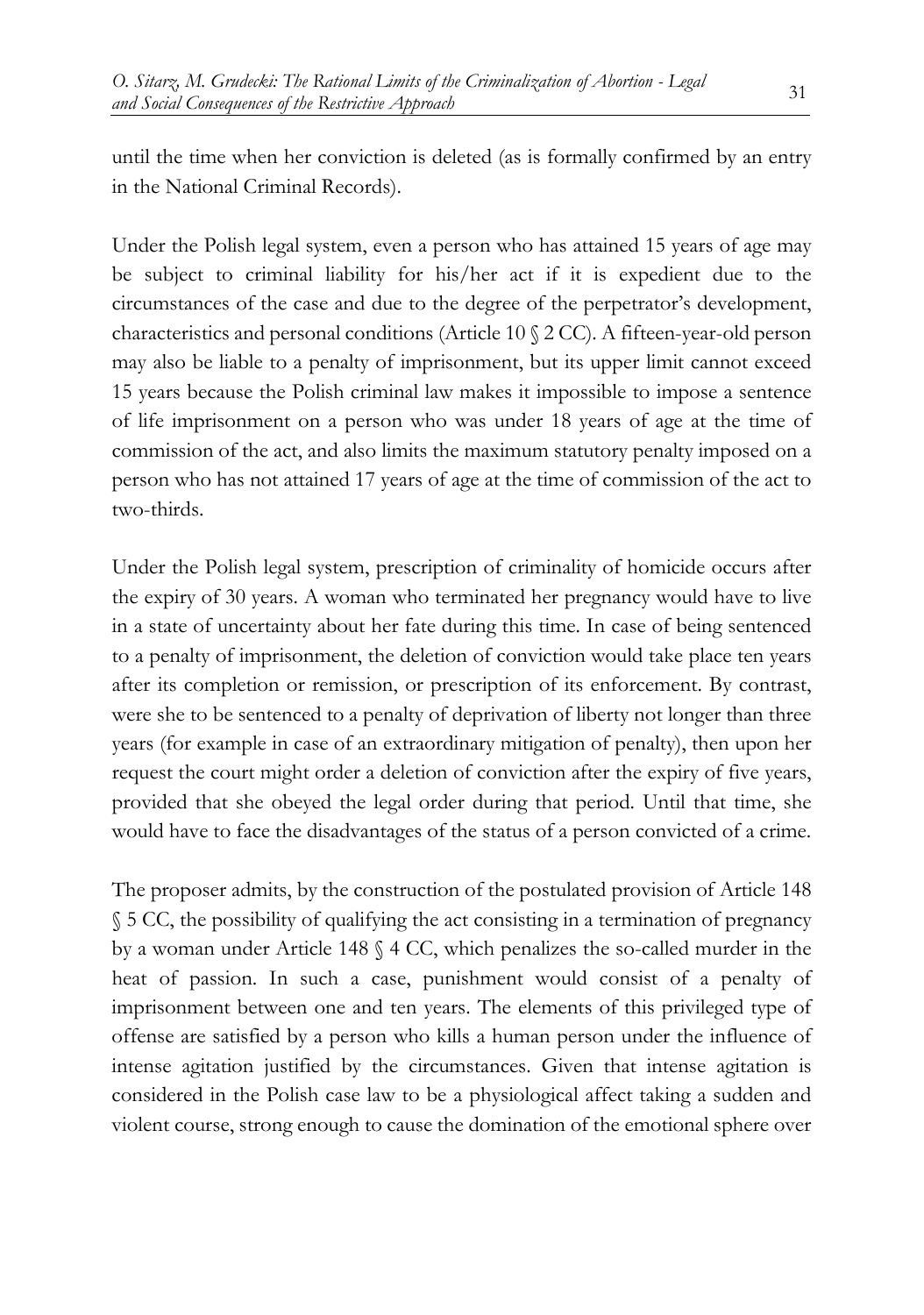until the time when her conviction is deleted (as is formally confirmed by an entry in the National Criminal Records).

Under the Polish legal system, even a person who has attained 15 years of age may be subject to criminal liability for his/her act if it is expedient due to the circumstances of the case and due to the degree of the perpetrator's development, characteristics and personal conditions (Article 10 § 2 CC). A fifteen-year-old person may also be liable to a penalty of imprisonment, but its upper limit cannot exceed 15 years because the Polish criminal law makes it impossible to impose a sentence of life imprisonment on a person who was under 18 years of age at the time of commission of the act, and also limits the maximum statutory penalty imposed on a person who has not attained 17 years of age at the time of commission of the act to two-thirds.

Under the Polish legal system, prescription of criminality of homicide occurs after the expiry of 30 years. A woman who terminated her pregnancy would have to live in a state of uncertainty about her fate during this time. In case of being sentenced to a penalty of imprisonment, the deletion of conviction would take place ten years after its completion or remission, or prescription of its enforcement. By contrast, were she to be sentenced to a penalty of deprivation of liberty not longer than three years (for example in case of an extraordinary mitigation of penalty), then upon her request the court might order a deletion of conviction after the expiry of five years, provided that she obeyed the legal order during that period. Until that time, she would have to face the disadvantages of the status of a person convicted of a crime.

The proposer admits, by the construction of the postulated provision of Article 148 § 5 CC, the possibility of qualifying the act consisting in a termination of pregnancy by a woman under Article 148 § 4 CC, which penalizes the so-called murder in the heat of passion. In such a case, punishment would consist of a penalty of imprisonment between one and ten years. The elements of this privileged type of offense are satisfied by a person who kills a human person under the influence of intense agitation justified by the circumstances. Given that intense agitation is considered in the Polish case law to be a physiological affect taking a sudden and violent course, strong enough to cause the domination of the emotional sphere over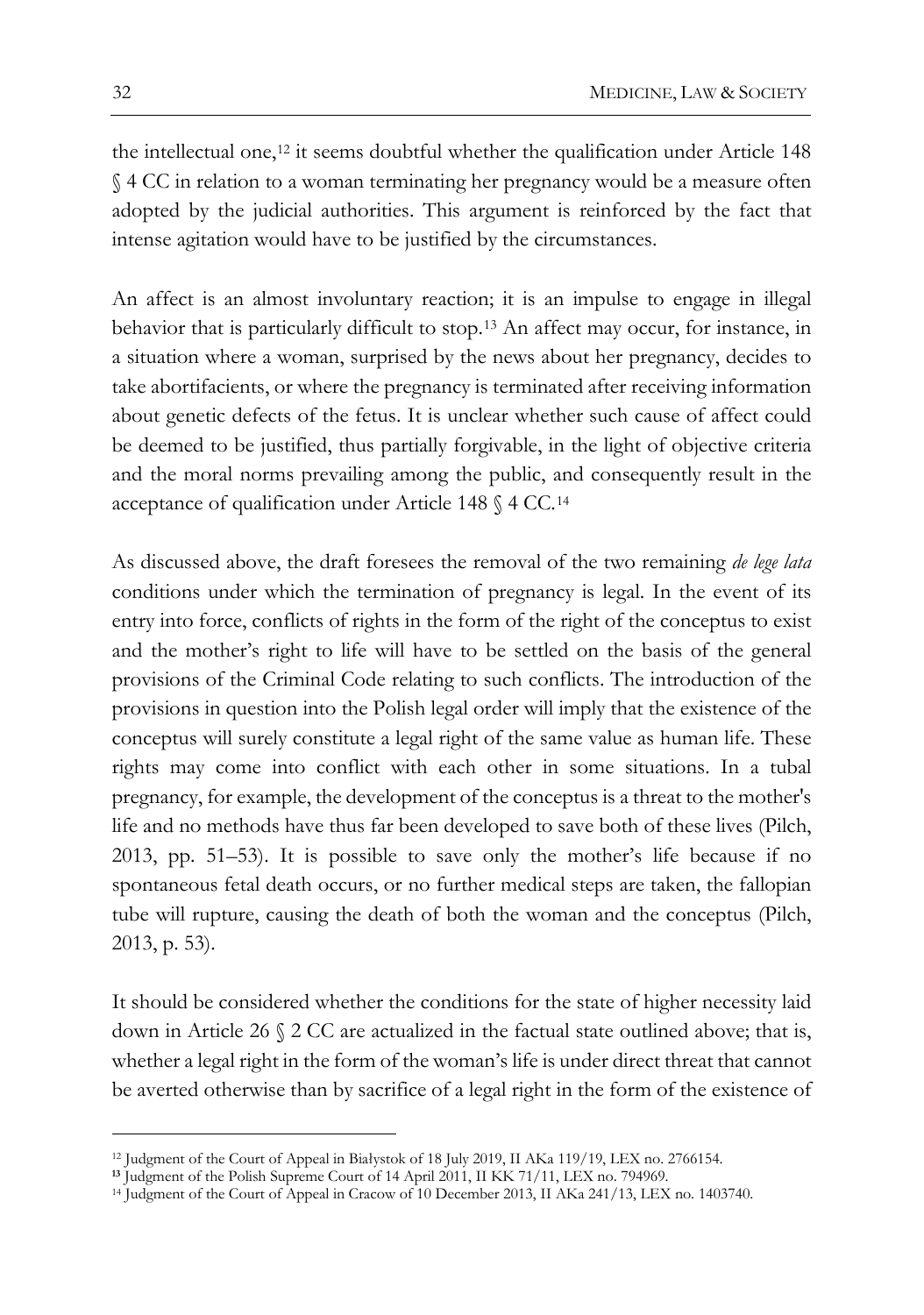the intellectual one,[12] it seems doubtful whether the qualification under Article 148 § 4 CC in relation to a woman terminating her pregnancy would be a measure often adopted by the judicial authorities. This argument is reinforced by the fact that intense agitation would have to be justified by the circumstances.

An affect is an almost involuntary reaction; it is an impulse to engage in illegal behavior that is particularly difficult to stop.[13] An affect may occur, for instance, in a situation where a woman, surprised by the news about her pregnancy, decides to take abortifacients, or where the pregnancy is terminated after receiving information about genetic defects of the fetus. It is unclear whether such cause of affect could be deemed to be justified, thus partially forgivable, in the light of objective criteria and the moral norms prevailing among the public, and consequently result in the acceptance of qualification under Article 148 § 4 CC.[14]

As discussed above, the draft foresees the removal of the two remaining *de lege lata* conditions under which the termination of pregnancy is legal. In the event of its entry into force, conflicts of rights in the form of the right of the conceptus to exist and the mother's right to life will have to be settled on the basis of the general provisions of the Criminal Code relating to such conflicts. The introduction of the provisions in question into the Polish legal order will imply that the existence of the conceptus will surely constitute a legal right of the same value as human life. These rights may come into conflict with each other in some situations. In a tubal pregnancy, for example, the development of the conceptus is a threat to the mother's life and no methods have thus far been developed to save both of these lives (Pilch, 2013, pp. 51–53). It is possible to save only the mother's life because if no spontaneous fetal death occurs, or no further medical steps are taken, the fallopian tube will rupture, causing the death of both the woman and the conceptus (Pilch, 2013, p. 53).

It should be considered whether the conditions for the state of higher necessity laid down in Article 26 § 2 CC are actualized in the factual state outlined above; that is, whether a legal right in the form of the woman's life is under direct threat that cannot be averted otherwise than by sacrifice of a legal right in the form of the existence of

---

[12] Judgment of the Court of Appeal in Białystok of 18 July 2019, II AKa 119/19, LEX no. 2766154.

[13] Judgment of the Polish Supreme Court of 14 April 2011, II KK 71/11, LEX no. 794969.

[14] Judgment of the Court of Appeal in Cracow of 10 December 2013, II AKa 241/13, LEX no. 1403740.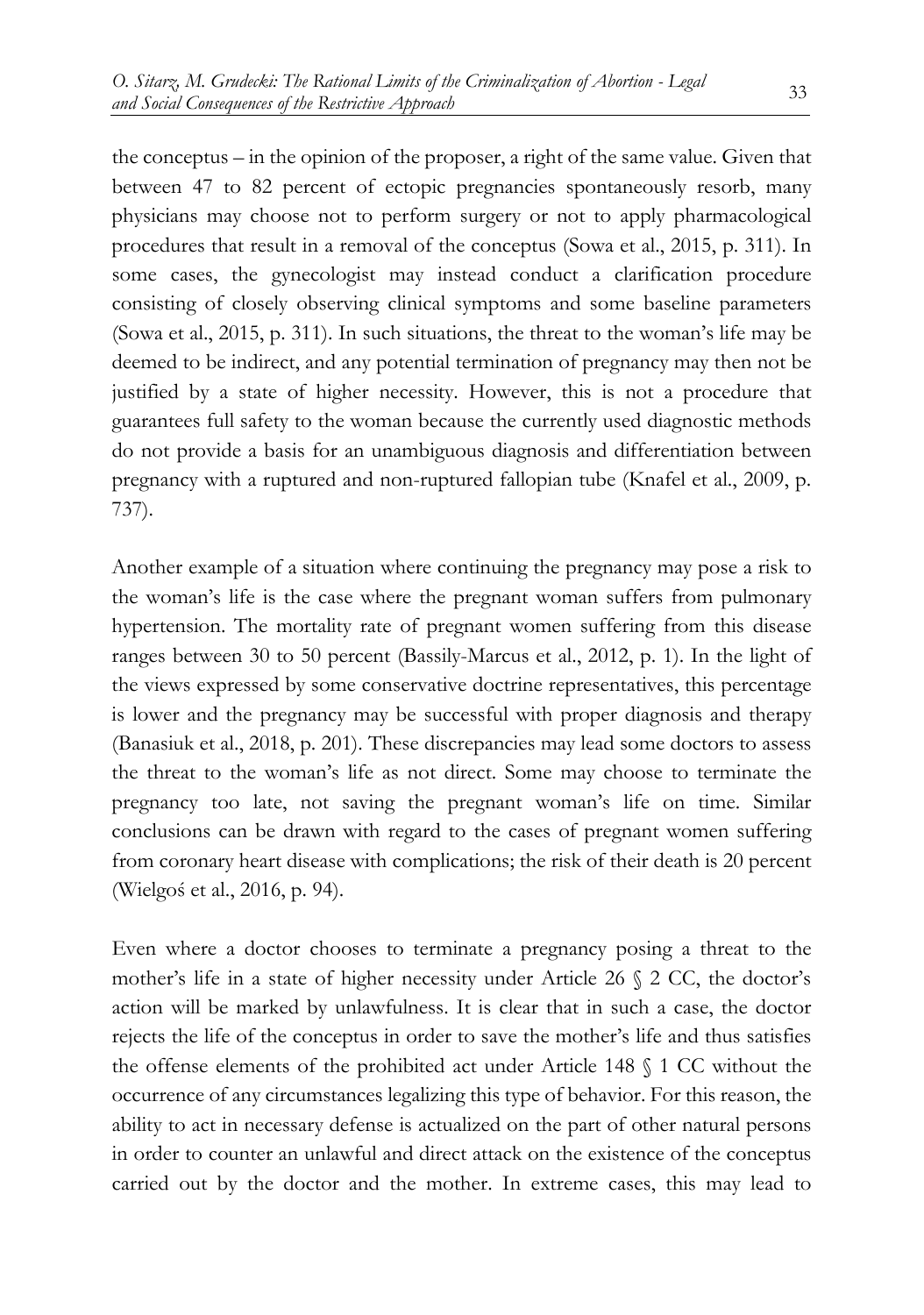the conceptus – in the opinion of the proposer, a right of the same value. Given that between 47 to 82 percent of ectopic pregnancies spontaneously resorb, many physicians may choose not to perform surgery or not to apply pharmacological procedures that result in a removal of the conceptus (Sowa et al., 2015, p. 311). In some cases, the gynecologist may instead conduct a clarification procedure consisting of closely observing clinical symptoms and some baseline parameters (Sowa et al., 2015, p. 311). In such situations, the threat to the woman's life may be deemed to be indirect, and any potential termination of pregnancy may then not be justified by a state of higher necessity. However, this is not a procedure that guarantees full safety to the woman because the currently used diagnostic methods do not provide a basis for an unambiguous diagnosis and differentiation between pregnancy with a ruptured and non-ruptured fallopian tube (Knafel et al., 2009, p. 737).

Another example of a situation where continuing the pregnancy may pose a risk to the woman's life is the case where the pregnant woman suffers from pulmonary hypertension. The mortality rate of pregnant women suffering from this disease ranges between 30 to 50 percent (Bassily-Marcus et al., 2012, p. 1). In the light of the views expressed by some conservative doctrine representatives, this percentage is lower and the pregnancy may be successful with proper diagnosis and therapy (Banasiuk et al., 2018, p. 201). These discrepancies may lead some doctors to assess the threat to the woman's life as not direct. Some may choose to terminate the pregnancy too late, not saving the pregnant woman's life on time. Similar conclusions can be drawn with regard to the cases of pregnant women suffering from coronary heart disease with complications; the risk of their death is 20 percent (Wielgoś et al., 2016, p. 94).

Even where a doctor chooses to terminate a pregnancy posing a threat to the mother's life in a state of higher necessity under Article 26 § 2 CC, the doctor's action will be marked by unlawfulness. It is clear that in such a case, the doctor rejects the life of the conceptus in order to save the mother's life and thus satisfies the offense elements of the prohibited act under Article 148 § 1 CC without the occurrence of any circumstances legalizing this type of behavior. For this reason, the ability to act in necessary defense is actualized on the part of other natural persons in order to counter an unlawful and direct attack on the existence of the conceptus carried out by the doctor and the mother. In extreme cases, this may lead to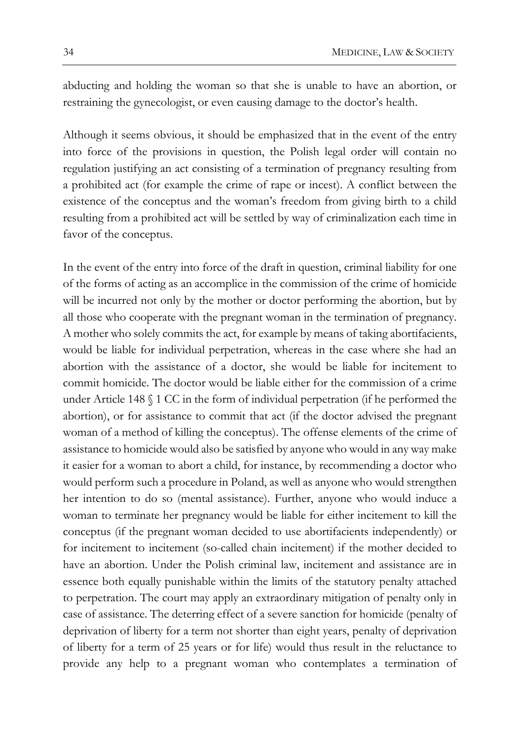abducting and holding the woman so that she is unable to have an abortion, or restraining the gynecologist, or even causing damage to the doctor's health.

Although it seems obvious, it should be emphasized that in the event of the entry into force of the provisions in question, the Polish legal order will contain no regulation justifying an act consisting of a termination of pregnancy resulting from a prohibited act (for example the crime of rape or incest). A conflict between the existence of the conceptus and the woman's freedom from giving birth to a child resulting from a prohibited act will be settled by way of criminalization each time in favor of the conceptus.

In the event of the entry into force of the draft in question, criminal liability for one of the forms of acting as an accomplice in the commission of the crime of homicide will be incurred not only by the mother or doctor performing the abortion, but by all those who cooperate with the pregnant woman in the termination of pregnancy. A mother who solely commits the act, for example by means of taking abortifacients, would be liable for individual perpetration, whereas in the case where she had an abortion with the assistance of a doctor, she would be liable for incitement to commit homicide. The doctor would be liable either for the commission of a crime under Article 148 § 1 CC in the form of individual perpetration (if he performed the abortion), or for assistance to commit that act (if the doctor advised the pregnant woman of a method of killing the conceptus). The offense elements of the crime of assistance to homicide would also be satisfied by anyone who would in any way make it easier for a woman to abort a child, for instance, by recommending a doctor who would perform such a procedure in Poland, as well as anyone who would strengthen her intention to do so (mental assistance). Further, anyone who would induce a woman to terminate her pregnancy would be liable for either incitement to kill the conceptus (if the pregnant woman decided to use abortifacients independently) or for incitement to incitement (so-called chain incitement) if the mother decided to have an abortion. Under the Polish criminal law, incitement and assistance are in essence both equally punishable within the limits of the statutory penalty attached to perpetration. The court may apply an extraordinary mitigation of penalty only in case of assistance. The deterring effect of a severe sanction for homicide (penalty of deprivation of liberty for a term not shorter than eight years, penalty of deprivation of liberty for a term of 25 years or for life) would thus result in the reluctance to provide any help to a pregnant woman who contemplates a termination of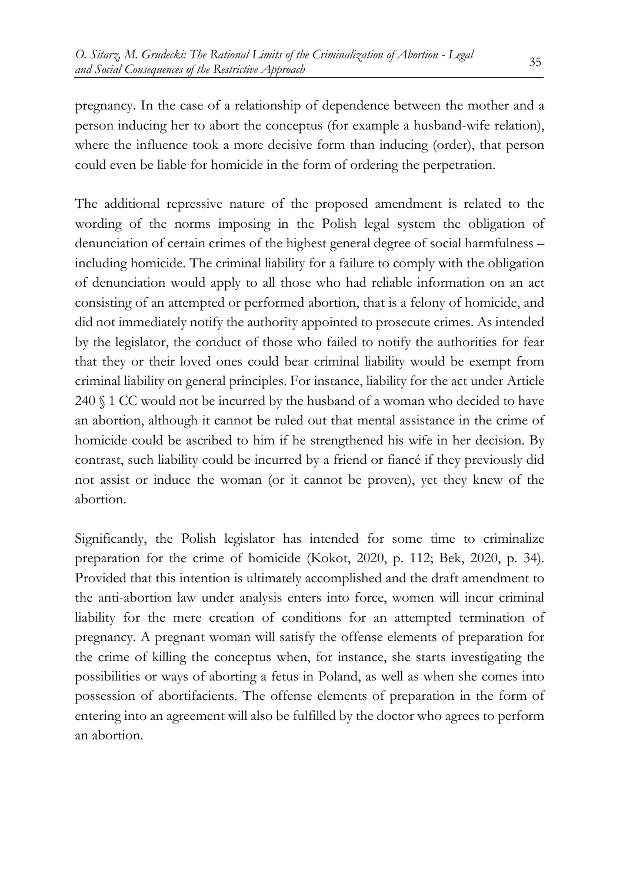pregnancy. In the case of a relationship of dependence between the mother and a person inducing her to abort the conceptus (for example a husband-wife relation), where the influence took a more decisive form than inducing (order), that person could even be liable for homicide in the form of ordering the perpetration.

The additional repressive nature of the proposed amendment is related to the wording of the norms imposing in the Polish legal system the obligation of denunciation of certain crimes of the highest general degree of social harmfulness – including homicide. The criminal liability for a failure to comply with the obligation of denunciation would apply to all those who had reliable information on an act consisting of an attempted or performed abortion, that is a felony of homicide, and did not immediately notify the authority appointed to prosecute crimes. As intended by the legislator, the conduct of those who failed to notify the authorities for fear that they or their loved ones could bear criminal liability would be exempt from criminal liability on general principles. For instance, liability for the act under Article 240 § 1 CC would not be incurred by the husband of a woman who decided to have an abortion, although it cannot be ruled out that mental assistance in the crime of homicide could be ascribed to him if he strengthened his wife in her decision. By contrast, such liability could be incurred by a friend or fiancé if they previously did not assist or induce the woman (or it cannot be proven), yet they knew of the abortion.

Significantly, the Polish legislator has intended for some time to criminalize preparation for the crime of homicide (Kokot, 2020, p. 112; Bek, 2020, p. 34). Provided that this intention is ultimately accomplished and the draft amendment to the anti-abortion law under analysis enters into force, women will incur criminal liability for the mere creation of conditions for an attempted termination of pregnancy. A pregnant woman will satisfy the offense elements of preparation for the crime of killing the conceptus when, for instance, she starts investigating the possibilities or ways of aborting a fetus in Poland, as well as when she comes into possession of abortifacients. The offense elements of preparation in the form of entering into an agreement will also be fulfilled by the doctor who agrees to perform an abortion.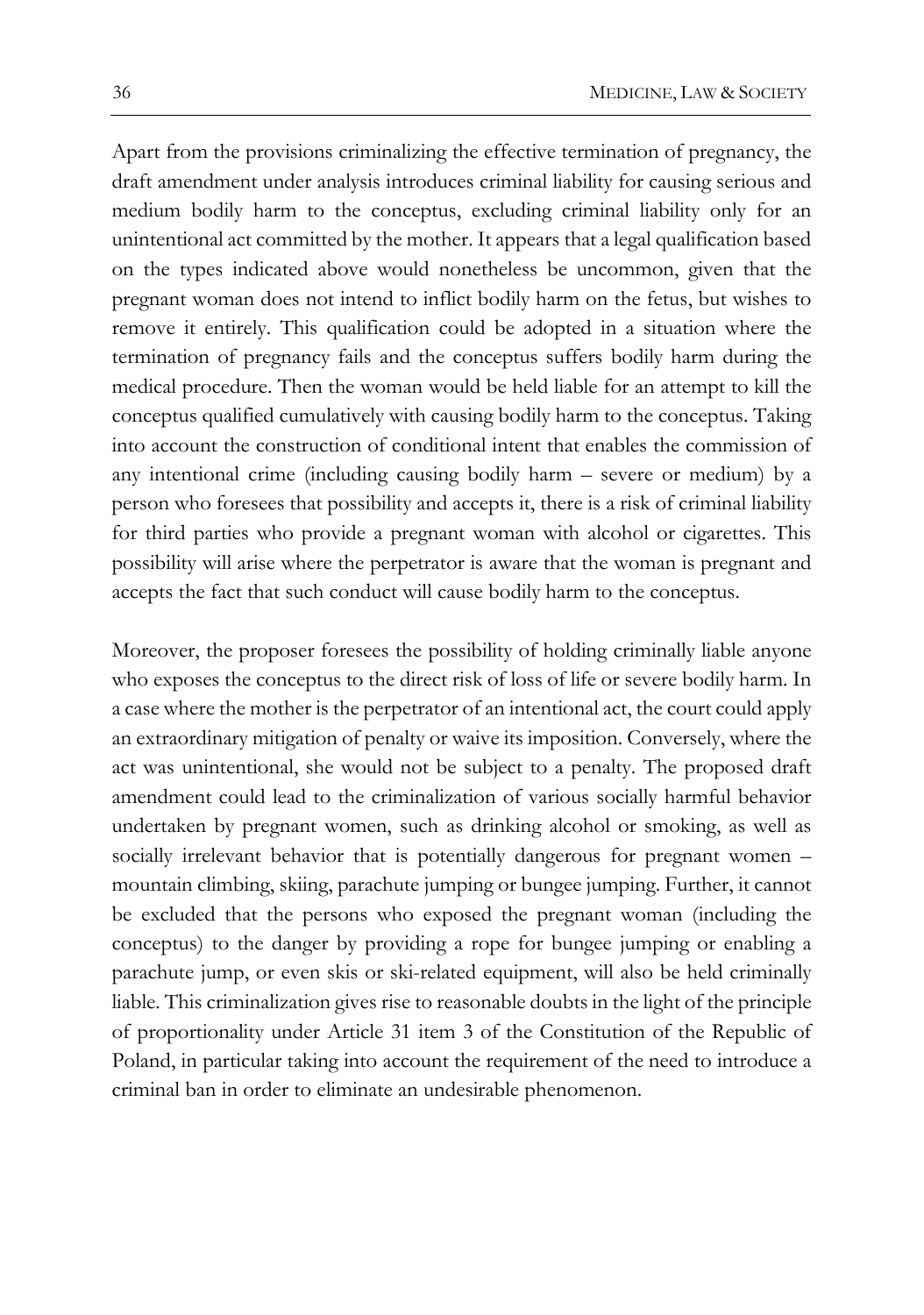Apart from the provisions criminalizing the effective termination of pregnancy, the draft amendment under analysis introduces criminal liability for causing serious and medium bodily harm to the conceptus, excluding criminal liability only for an unintentional act committed by the mother. It appears that a legal qualification based on the types indicated above would nonetheless be uncommon, given that the pregnant woman does not intend to inflict bodily harm on the fetus, but wishes to remove it entirely. This qualification could be adopted in a situation where the termination of pregnancy fails and the conceptus suffers bodily harm during the medical procedure. Then the woman would be held liable for an attempt to kill the conceptus qualified cumulatively with causing bodily harm to the conceptus. Taking into account the construction of conditional intent that enables the commission of any intentional crime (including causing bodily harm – severe or medium) by a person who foresees that possibility and accepts it, there is a risk of criminal liability for third parties who provide a pregnant woman with alcohol or cigarettes. This possibility will arise where the perpetrator is aware that the woman is pregnant and accepts the fact that such conduct will cause bodily harm to the conceptus.

Moreover, the proposer foresees the possibility of holding criminally liable anyone who exposes the conceptus to the direct risk of loss of life or severe bodily harm. In a case where the mother is the perpetrator of an intentional act, the court could apply an extraordinary mitigation of penalty or waive its imposition. Conversely, where the act was unintentional, she would not be subject to a penalty. The proposed draft amendment could lead to the criminalization of various socially harmful behavior undertaken by pregnant women, such as drinking alcohol or smoking, as well as socially irrelevant behavior that is potentially dangerous for pregnant women – mountain climbing, skiing, parachute jumping or bungee jumping. Further, it cannot be excluded that the persons who exposed the pregnant woman (including the conceptus) to the danger by providing a rope for bungee jumping or enabling a parachute jump, or even skis or ski-related equipment, will also be held criminally liable. This criminalization gives rise to reasonable doubts in the light of the principle of proportionality under Article 31 item 3 of the Constitution of the Republic of Poland, in particular taking into account the requirement of the need to introduce a criminal ban in order to eliminate an undesirable phenomenon.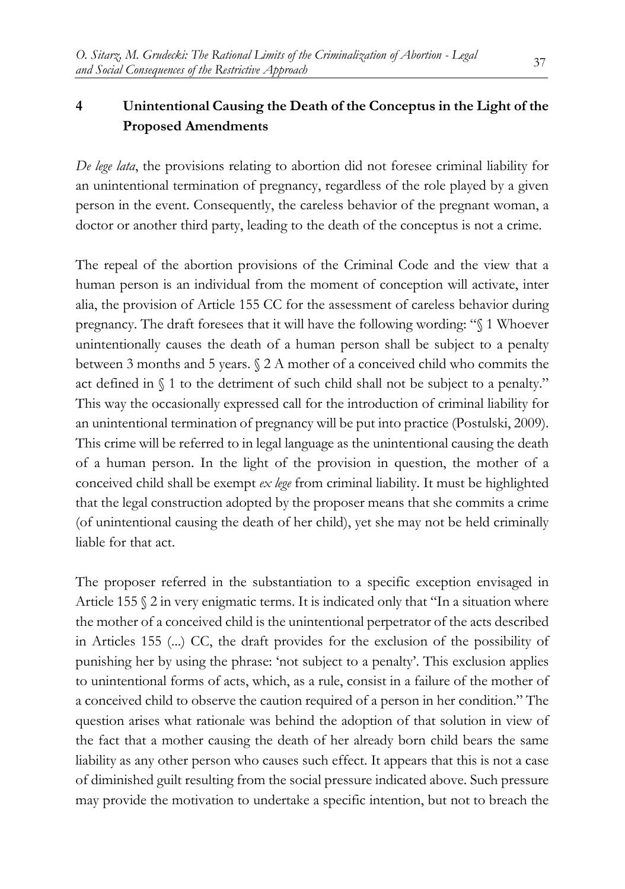## 4 Unintentional Causing the Death of the Conceptus in the Light of the Proposed Amendments

*De lege lata*, the provisions relating to abortion did not foresee criminal liability for an unintentional termination of pregnancy, regardless of the role played by a given person in the event. Consequently, the careless behavior of the pregnant woman, a doctor or another third party, leading to the death of the conceptus is not a crime.

The repeal of the abortion provisions of the Criminal Code and the view that a human person is an individual from the moment of conception will activate, inter alia, the provision of Article 155 CC for the assessment of careless behavior during pregnancy. The draft foresees that it will have the following wording: "§ 1 Whoever unintentionally causes the death of a human person shall be subject to a penalty between 3 months and 5 years. § 2 A mother of a conceived child who commits the act defined in § 1 to the detriment of such child shall not be subject to a penalty." This way the occasionally expressed call for the introduction of criminal liability for an unintentional termination of pregnancy will be put into practice (Postulski, 2009). This crime will be referred to in legal language as the unintentional causing the death of a human person. In the light of the provision in question, the mother of a conceived child shall be exempt *ex lege* from criminal liability. It must be highlighted that the legal construction adopted by the proposer means that she commits a crime (of unintentional causing the death of her child), yet she may not be held criminally liable for that act.

The proposer referred in the substantiation to a specific exception envisaged in Article 155 § 2 in very enigmatic terms. It is indicated only that "In a situation where the mother of a conceived child is the unintentional perpetrator of the acts described in Articles 155 (...) CC, the draft provides for the exclusion of the possibility of punishing her by using the phrase: 'not subject to a penalty'. This exclusion applies to unintentional forms of acts, which, as a rule, consist in a failure of the mother of a conceived child to observe the caution required of a person in her condition." The question arises what rationale was behind the adoption of that solution in view of the fact that a mother causing the death of her already born child bears the same liability as any other person who causes such effect. It appears that this is not a case of diminished guilt resulting from the social pressure indicated above. Such pressure may provide the motivation to undertake a specific intention, but not to breach the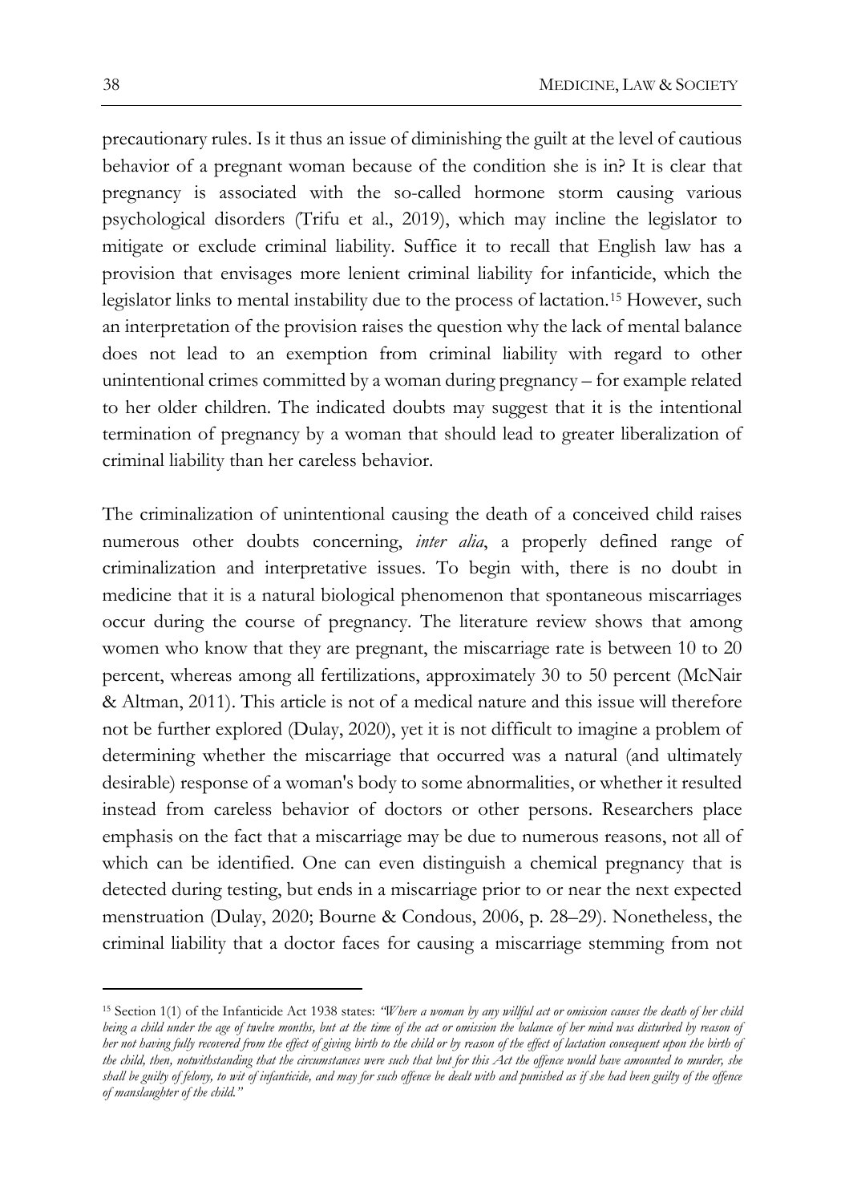precautionary rules. Is it thus an issue of diminishing the guilt at the level of cautious behavior of a pregnant woman because of the condition she is in? It is clear that pregnancy is associated with the so-called hormone storm causing various psychological disorders (Trifu et al., 2019), which may incline the legislator to mitigate or exclude criminal liability. Suffice it to recall that English law has a provision that envisages more lenient criminal liability for infanticide, which the legislator links to mental instability due to the process of lactation.[15] However, such an interpretation of the provision raises the question why the lack of mental balance does not lead to an exemption from criminal liability with regard to other unintentional crimes committed by a woman during pregnancy – for example related to her older children. The indicated doubts may suggest that it is the intentional termination of pregnancy by a woman that should lead to greater liberalization of criminal liability than her careless behavior.

The criminalization of unintentional causing the death of a conceived child raises numerous other doubts concerning, *inter alia*, a properly defined range of criminalization and interpretative issues. To begin with, there is no doubt in medicine that it is a natural biological phenomenon that spontaneous miscarriages occur during the course of pregnancy. The literature review shows that among women who know that they are pregnant, the miscarriage rate is between 10 to 20 percent, whereas among all fertilizations, approximately 30 to 50 percent (McNair & Altman, 2011). This article is not of a medical nature and this issue will therefore not be further explored (Dulay, 2020), yet it is not difficult to imagine a problem of determining whether the miscarriage that occurred was a natural (and ultimately desirable) response of a woman's body to some abnormalities, or whether it resulted instead from careless behavior of doctors or other persons. Researchers place emphasis on the fact that a miscarriage may be due to numerous reasons, not all of which can be identified. One can even distinguish a chemical pregnancy that is detected during testing, but ends in a miscarriage prior to or near the next expected menstruation (Dulay, 2020; Bourne & Condous, 2006, p. 28–29). Nonetheless, the criminal liability that a doctor faces for causing a miscarriage stemming from not

---

[15] Section 1(1) of the Infanticide Act 1938 states: *"Where a woman by any willful act or omission causes the death of her child being a child under the age of twelve months, but at the time of the act or omission the balance of her mind was disturbed by reason of her not having fully recovered from the effect of giving birth to the child or by reason of the effect of lactation consequent upon the birth of the child, then, notwithstanding that the circumstances were such that but for this Act the offence would have amounted to murder, she shall be guilty of felony, to wit of infanticide, and may for such offence be dealt with and punished as if she had been guilty of the offence of manslaughter of the child."*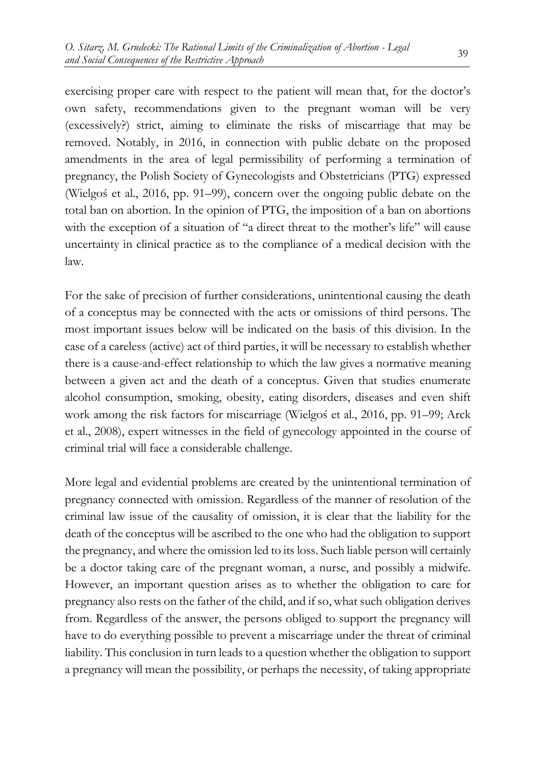exercising proper care with respect to the patient will mean that, for the doctor's own safety, recommendations given to the pregnant woman will be very (excessively?) strict, aiming to eliminate the risks of miscarriage that may be removed. Notably, in 2016, in connection with public debate on the proposed amendments in the area of legal permissibility of performing a termination of pregnancy, the Polish Society of Gynecologists and Obstetricians (PTG) expressed (Wielgoś et al., 2016, pp. 91–99), concern over the ongoing public debate on the total ban on abortion. In the opinion of PTG, the imposition of a ban on abortions with the exception of a situation of "a direct threat to the mother's life" will cause uncertainty in clinical practice as to the compliance of a medical decision with the law.

For the sake of precision of further considerations, unintentional causing the death of a conceptus may be connected with the acts or omissions of third persons. The most important issues below will be indicated on the basis of this division. In the case of a careless (active) act of third parties, it will be necessary to establish whether there is a cause-and-effect relationship to which the law gives a normative meaning between a given act and the death of a conceptus. Given that studies enumerate alcohol consumption, smoking, obesity, eating disorders, diseases and even shift work among the risk factors for miscarriage (Wielgoś et al., 2016, pp. 91–99; Arck et al., 2008), expert witnesses in the field of gynecology appointed in the course of criminal trial will face a considerable challenge.

More legal and evidential problems are created by the unintentional termination of pregnancy connected with omission. Regardless of the manner of resolution of the criminal law issue of the causality of omission, it is clear that the liability for the death of the conceptus will be ascribed to the one who had the obligation to support the pregnancy, and where the omission led to its loss. Such liable person will certainly be a doctor taking care of the pregnant woman, a nurse, and possibly a midwife. However, an important question arises as to whether the obligation to care for pregnancy also rests on the father of the child, and if so, what such obligation derives from. Regardless of the answer, the persons obliged to support the pregnancy will have to do everything possible to prevent a miscarriage under the threat of criminal liability. This conclusion in turn leads to a question whether the obligation to support a pregnancy will mean the possibility, or perhaps the necessity, of taking appropriate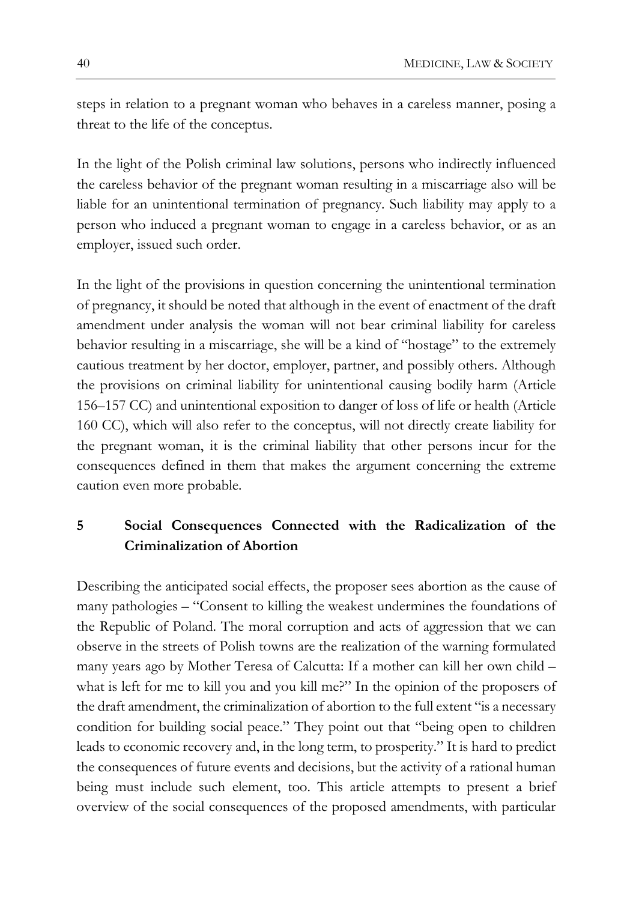steps in relation to a pregnant woman who behaves in a careless manner, posing a threat to the life of the conceptus.

In the light of the Polish criminal law solutions, persons who indirectly influenced the careless behavior of the pregnant woman resulting in a miscarriage also will be liable for an unintentional termination of pregnancy. Such liability may apply to a person who induced a pregnant woman to engage in a careless behavior, or as an employer, issued such order.

In the light of the provisions in question concerning the unintentional termination of pregnancy, it should be noted that although in the event of enactment of the draft amendment under analysis the woman will not bear criminal liability for careless behavior resulting in a miscarriage, she will be a kind of "hostage" to the extremely cautious treatment by her doctor, employer, partner, and possibly others. Although the provisions on criminal liability for unintentional causing bodily harm (Article 156–157 CC) and unintentional exposition to danger of loss of life or health (Article 160 CC), which will also refer to the conceptus, will not directly create liability for the pregnant woman, it is the criminal liability that other persons incur for the consequences defined in them that makes the argument concerning the extreme caution even more probable.

## 5 Social Consequences Connected with the Radicalization of the Criminalization of Abortion

Describing the anticipated social effects, the proposer sees abortion as the cause of many pathologies – "Consent to killing the weakest undermines the foundations of the Republic of Poland. The moral corruption and acts of aggression that we can observe in the streets of Polish towns are the realization of the warning formulated many years ago by Mother Teresa of Calcutta: If a mother can kill her own child – what is left for me to kill you and you kill me?" In the opinion of the proposers of the draft amendment, the criminalization of abortion to the full extent "is a necessary condition for building social peace." They point out that "being open to children leads to economic recovery and, in the long term, to prosperity." It is hard to predict the consequences of future events and decisions, but the activity of a rational human being must include such element, too. This article attempts to present a brief overview of the social consequences of the proposed amendments, with particular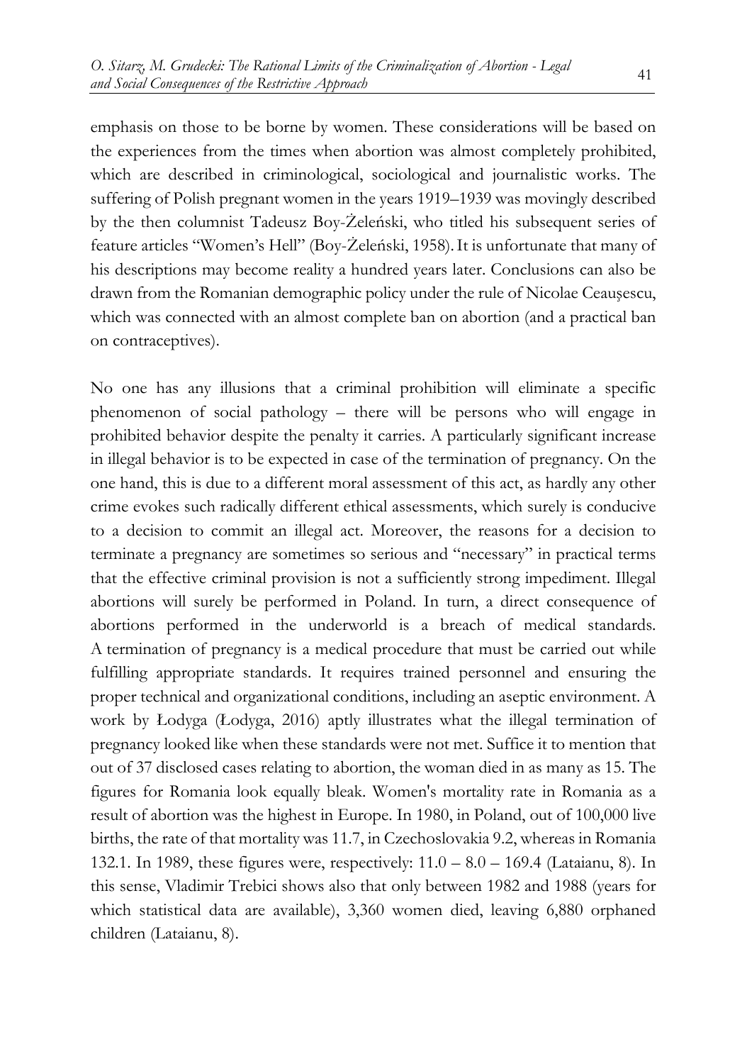emphasis on those to be borne by women. These considerations will be based on the experiences from the times when abortion was almost completely prohibited, which are described in criminological, sociological and journalistic works. The suffering of Polish pregnant women in the years 1919–1939 was movingly described by the then columnist Tadeusz Boy-Żeleński, who titled his subsequent series of feature articles "Women's Hell" (Boy-Żeleński, 1958). It is unfortunate that many of his descriptions may become reality a hundred years later. Conclusions can also be drawn from the Romanian demographic policy under the rule of Nicolae Ceaușescu, which was connected with an almost complete ban on abortion (and a practical ban on contraceptives).

No one has any illusions that a criminal prohibition will eliminate a specific phenomenon of social pathology – there will be persons who will engage in prohibited behavior despite the penalty it carries. A particularly significant increase in illegal behavior is to be expected in case of the termination of pregnancy. On the one hand, this is due to a different moral assessment of this act, as hardly any other crime evokes such radically different ethical assessments, which surely is conducive to a decision to commit an illegal act. Moreover, the reasons for a decision to terminate a pregnancy are sometimes so serious and "necessary" in practical terms that the effective criminal provision is not a sufficiently strong impediment. Illegal abortions will surely be performed in Poland. In turn, a direct consequence of abortions performed in the underworld is a breach of medical standards. A termination of pregnancy is a medical procedure that must be carried out while fulfilling appropriate standards. It requires trained personnel and ensuring the proper technical and organizational conditions, including an aseptic environment. A work by Łodyga (Łodyga, 2016) aptly illustrates what the illegal termination of pregnancy looked like when these standards were not met. Suffice it to mention that out of 37 disclosed cases relating to abortion, the woman died in as many as 15. The figures for Romania look equally bleak. Women's mortality rate in Romania as a result of abortion was the highest in Europe. In 1980, in Poland, out of 100,000 live births, the rate of that mortality was 11.7, in Czechoslovakia 9.2, whereas in Romania 132.1. In 1989, these figures were, respectively: 11.0 – 8.0 – 169.4 (Lataianu, 8). In this sense, Vladimir Trebici shows also that only between 1982 and 1988 (years for which statistical data are available), 3,360 women died, leaving 6,880 orphaned children (Lataianu, 8).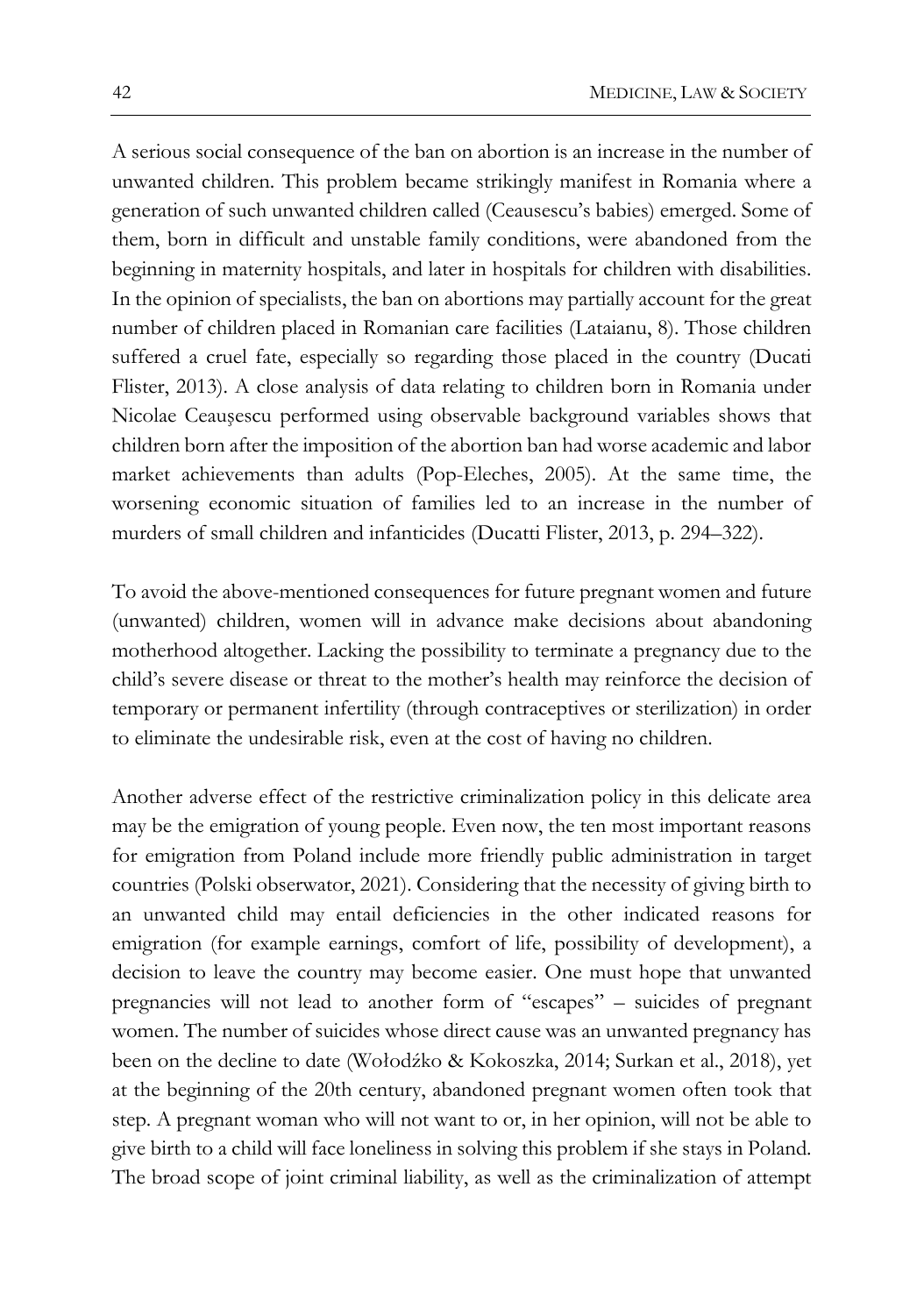A serious social consequence of the ban on abortion is an increase in the number of unwanted children. This problem became strikingly manifest in Romania where a generation of such unwanted children called (Ceausescu's babies) emerged. Some of them, born in difficult and unstable family conditions, were abandoned from the beginning in maternity hospitals, and later in hospitals for children with disabilities. In the opinion of specialists, the ban on abortions may partially account for the great number of children placed in Romanian care facilities (Lataianu, 8). Those children suffered a cruel fate, especially so regarding those placed in the country (Ducati Flister, 2013). A close analysis of data relating to children born in Romania under Nicolae Ceauşescu performed using observable background variables shows that children born after the imposition of the abortion ban had worse academic and labor market achievements than adults (Pop-Eleches, 2005). At the same time, the worsening economic situation of families led to an increase in the number of murders of small children and infanticides (Ducatti Flister, 2013, p. 294–322).

To avoid the above-mentioned consequences for future pregnant women and future (unwanted) children, women will in advance make decisions about abandoning motherhood altogether. Lacking the possibility to terminate a pregnancy due to the child's severe disease or threat to the mother's health may reinforce the decision of temporary or permanent infertility (through contraceptives or sterilization) in order to eliminate the undesirable risk, even at the cost of having no children.

Another adverse effect of the restrictive criminalization policy in this delicate area may be the emigration of young people. Even now, the ten most important reasons for emigration from Poland include more friendly public administration in target countries (Polski obserwator, 2021). Considering that the necessity of giving birth to an unwanted child may entail deficiencies in the other indicated reasons for emigration (for example earnings, comfort of life, possibility of development), a decision to leave the country may become easier. One must hope that unwanted pregnancies will not lead to another form of "escapes" – suicides of pregnant women. The number of suicides whose direct cause was an unwanted pregnancy has been on the decline to date (Wołodźko & Kokoszka, 2014; Surkan et al., 2018), yet at the beginning of the 20th century, abandoned pregnant women often took that step. A pregnant woman who will not want to or, in her opinion, will not be able to give birth to a child will face loneliness in solving this problem if she stays in Poland. The broad scope of joint criminal liability, as well as the criminalization of attempt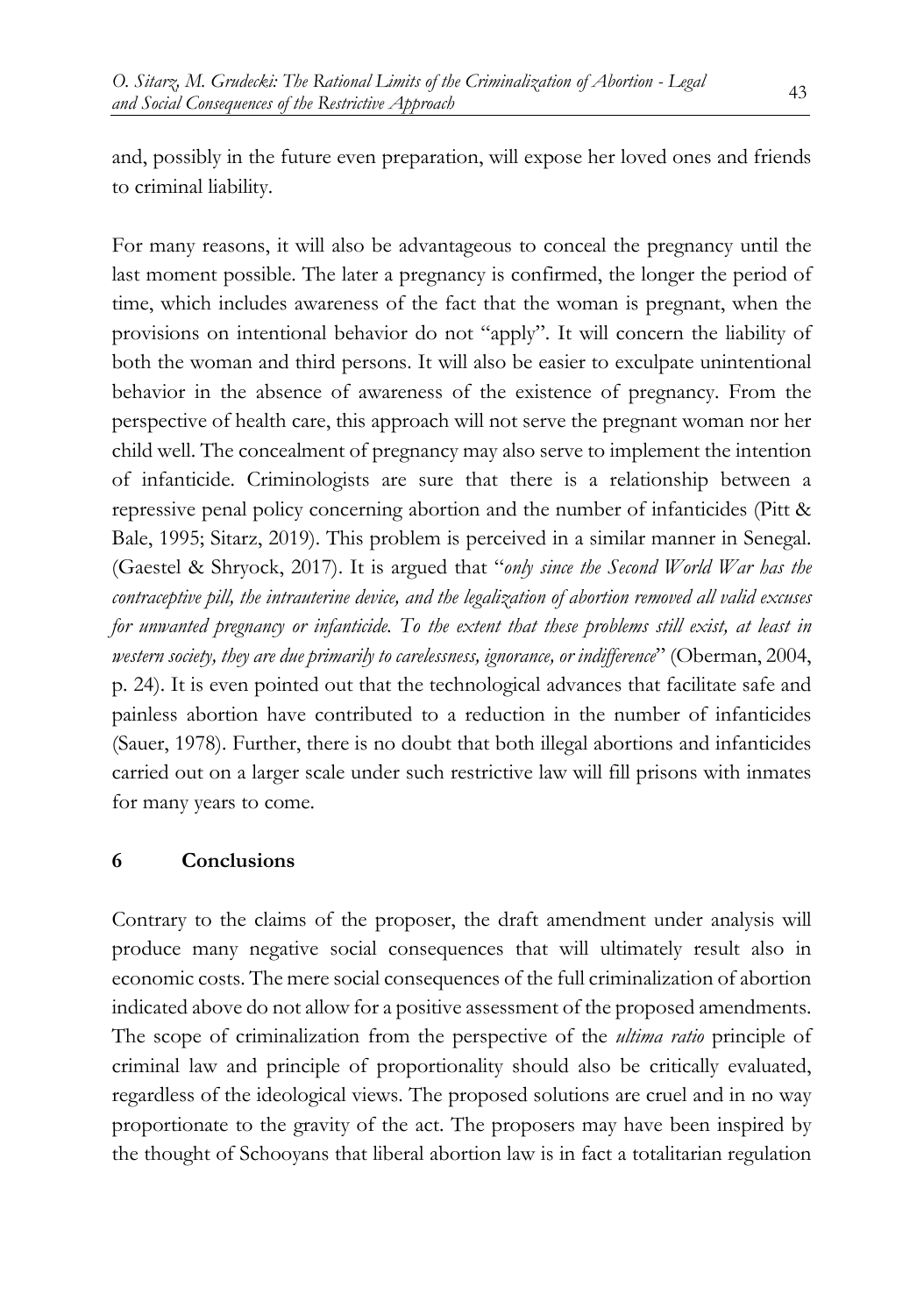and, possibly in the future even preparation, will expose her loved ones and friends to criminal liability.

For many reasons, it will also be advantageous to conceal the pregnancy until the last moment possible. The later a pregnancy is confirmed, the longer the period of time, which includes awareness of the fact that the woman is pregnant, when the provisions on intentional behavior do not "apply". It will concern the liability of both the woman and third persons. It will also be easier to exculpate unintentional behavior in the absence of awareness of the existence of pregnancy. From the perspective of health care, this approach will not serve the pregnant woman nor her child well. The concealment of pregnancy may also serve to implement the intention of infanticide. Criminologists are sure that there is a relationship between a repressive penal policy concerning abortion and the number of infanticides (Pitt & Bale, 1995; Sitarz, 2019). This problem is perceived in a similar manner in Senegal. (Gaestel & Shryock, 2017). It is argued that "*only since the Second World War has the contraceptive pill, the intrauterine device, and the legalization of abortion removed all valid excuses for unwanted pregnancy or infanticide. To the extent that these problems still exist, at least in western society, they are due primarily to carelessness, ignorance, or indifference*" (Oberman, 2004, p. 24). It is even pointed out that the technological advances that facilitate safe and painless abortion have contributed to a reduction in the number of infanticides (Sauer, 1978). Further, there is no doubt that both illegal abortions and infanticides carried out on a larger scale under such restrictive law will fill prisons with inmates for many years to come.

## 6 Conclusions

Contrary to the claims of the proposer, the draft amendment under analysis will produce many negative social consequences that will ultimately result also in economic costs. The mere social consequences of the full criminalization of abortion indicated above do not allow for a positive assessment of the proposed amendments. The scope of criminalization from the perspective of the *ultima ratio* principle of criminal law and principle of proportionality should also be critically evaluated, regardless of the ideological views. The proposed solutions are cruel and in no way proportionate to the gravity of the act. The proposers may have been inspired by the thought of Schooyans that liberal abortion law is in fact a totalitarian regulation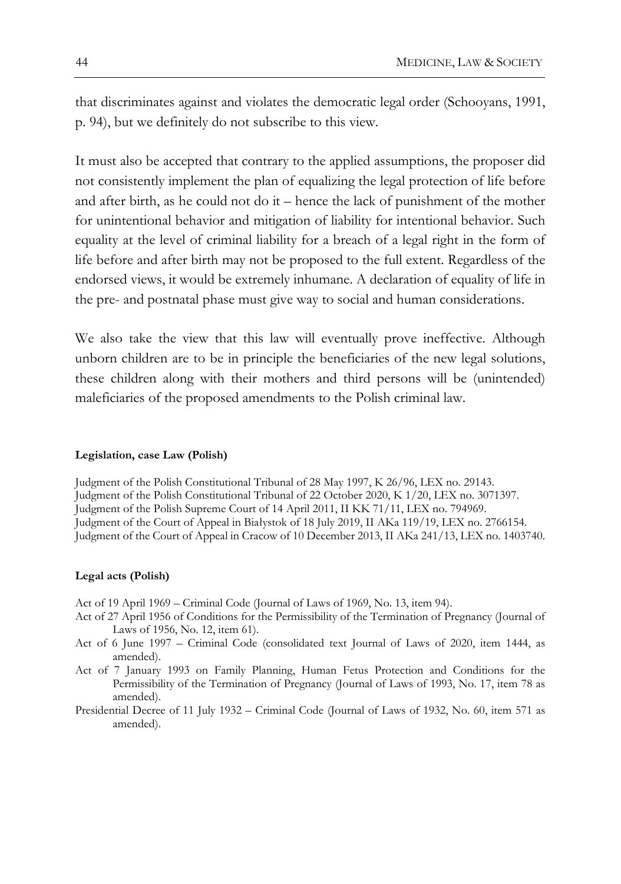that discriminates against and violates the democratic legal order (Schooyans, 1991, p. 94), but we definitely do not subscribe to this view.

It must also be accepted that contrary to the applied assumptions, the proposer did not consistently implement the plan of equalizing the legal protection of life before and after birth, as he could not do it – hence the lack of punishment of the mother for unintentional behavior and mitigation of liability for intentional behavior. Such equality at the level of criminal liability for a breach of a legal right in the form of life before and after birth may not be proposed to the full extent. Regardless of the endorsed views, it would be extremely inhumane. A declaration of equality of life in the pre- and postnatal phase must give way to social and human considerations.

We also take the view that this law will eventually prove ineffective. Although unborn children are to be in principle the beneficiaries of the new legal solutions, these children along with their mothers and third persons will be (unintended) maleficiaries of the proposed amendments to the Polish criminal law.

#### Legislation, case Law (Polish)

Judgment of the Polish Constitutional Tribunal of 28 May 1997, K 26/96, LEX no. 29143.
Judgment of the Polish Constitutional Tribunal of 22 October 2020, K 1/20, LEX no. 3071397.
Judgment of the Polish Supreme Court of 14 April 2011, II KK 71/11, LEX no. 794969.
Judgment of the Court of Appeal in Białystok of 18 July 2019, II AKa 119/19, LEX no. 2766154.
Judgment of the Court of Appeal in Cracow of 10 December 2013, II AKa 241/13, LEX no. 1403740.

#### Legal acts (Polish)

Act of 19 April 1969 – Criminal Code (Journal of Laws of 1969, No. 13, item 94).
Act of 27 April 1956 of Conditions for the Permissibility of the Termination of Pregnancy (Journal of Laws of 1956, No. 12, item 61).
Act of 6 June 1997 – Criminal Code (consolidated text Journal of Laws of 2020, item 1444, as amended).
Act of 7 January 1993 on Family Planning, Human Fetus Protection and Conditions for the Permissibility of the Termination of Pregnancy (Journal of Laws of 1993, No. 17, item 78 as amended).
Presidential Decree of 11 July 1932 – Criminal Code (Journal of Laws of 1932, No. 60, item 571 as amended).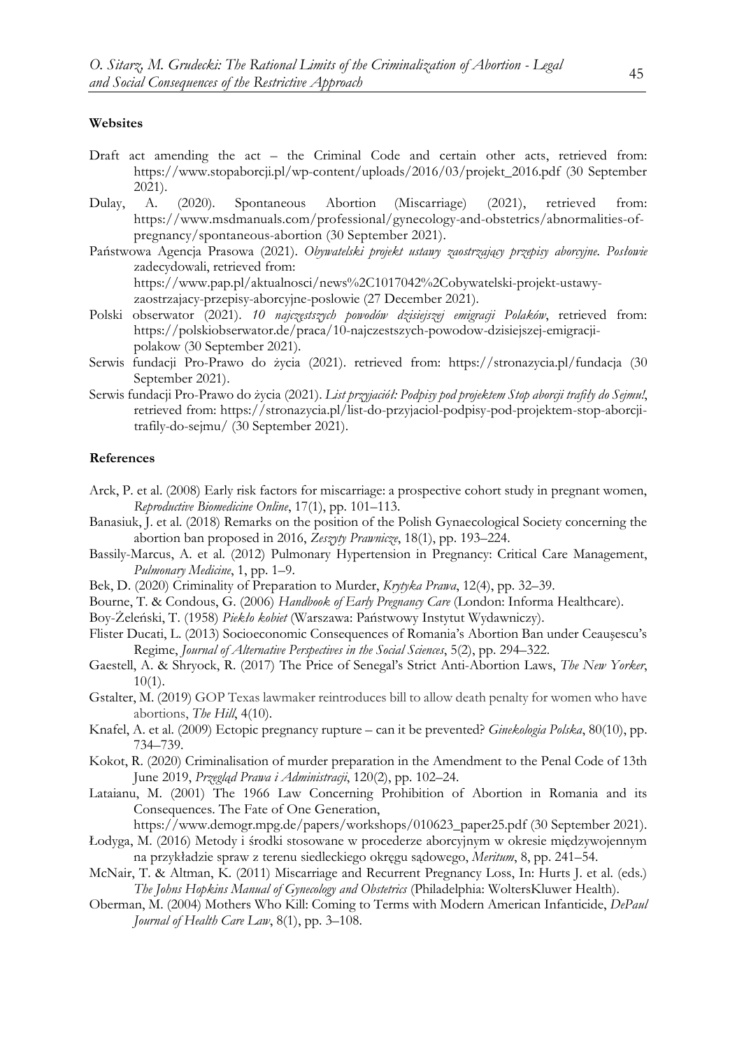#### Websites

Draft act amending the act – the Criminal Code and certain other acts, retrieved from: https://www.stopaborcji.pl/wp-content/uploads/2016/03/projekt_2016.pdf (30 September 2021).

Dulay, A. (2020). Spontaneous Abortion (Miscarriage) (2021), retrieved from: https://www.msdmanuals.com/professional/gynecology-and-obstetrics/abnormalities-of-pregnancy/spontaneous-abortion (30 September 2021).

Państwowa Agencja Prasowa (2021). *Obywatelski projekt ustawy zaostrzający przepisy aborcyjne. Posłowie* zadecydowali, retrieved from: https://www.pap.pl/aktualnosci/news%2C1017042%2Cobywatelski-projekt-ustawy-zaostrzajacy-przepisy-aborcyjne-poslowie (27 December 2021).

Polski obserwator (2021). *10 najczęstszych powodów dzisiejszej emigracji Polaków*, retrieved from: https://polskiobserwator.de/praca/10-najczestszych-powodow-dzisiejszej-emigracji-polakow (30 September 2021).

Serwis fundacji Pro-Prawo do życia (2021). retrieved from: https://stronazycia.pl/fundacja (30 September 2021).

Serwis fundacji Pro-Prawo do życia (2021). *List przyjaciół: Podpisy pod projektem Stop aborcji trafiły do Sejmu!*, retrieved from: https://stronazycia.pl/list-do-przyjaciol-podpisy-pod-projektem-stop-aborcji-trafily-do-sejmu/ (30 September 2021).

#### References

Arck, P. et al. (2008) Early risk factors for miscarriage: a prospective cohort study in pregnant women, *Reproductive Biomedicine Online*, 17(1), pp. 101–113.

Banasiuk, J. et al. (2018) Remarks on the position of the Polish Gynaecological Society concerning the abortion ban proposed in 2016, *Zeszyty Prawnicze*, 18(1), pp. 193–224.

Bassily-Marcus, A. et al. (2012) Pulmonary Hypertension in Pregnancy: Critical Care Management, *Pulmonary Medicine*, 1, pp. 1–9.

Bek, D. (2020) Criminality of Preparation to Murder, *Krytyka Prawa*, 12(4), pp. 32–39.

Bourne, T. & Condous, G. (2006) *Handbook of Early Pregnancy Care* (London: Informa Healthcare).

Boy-Żeleński, T. (1958) *Piekło kobiet* (Warszawa: Państwowy Instytut Wydawniczy).

Flister Ducati, L. (2013) Socioeconomic Consequences of Romania's Abortion Ban under Ceaușescu's Regime, *Journal of Alternative Perspectives in the Social Sciences*, 5(2), pp. 294–322.

Gaestell, A. & Shryock, R. (2017) The Price of Senegal's Strict Anti-Abortion Laws, *The New Yorker*, 10(1).

Gstalter, M. (2019) GOP Texas lawmaker reintroduces bill to allow death penalty for women who have abortions, *The Hill*, 4(10).

Knafel, A. et al. (2009) Ectopic pregnancy rupture – can it be prevented? *Ginekologia Polska*, 80(10), pp. 734–739.

Kokot, R. (2020) Criminalisation of murder preparation in the Amendment to the Penal Code of 13th June 2019, *Przegląd Prawa i Administracji*, 120(2), pp. 102–24.

Lataianu, M. (2001) The 1966 Law Concerning Prohibition of Abortion in Romania and its Consequences. The Fate of One Generation, https://www.demogr.mpg.de/papers/workshops/010623_paper25.pdf (30 September 2021).

Łodyga, M. (2016) Metody i środki stosowane w procederze aborcyjnym w okresie międzywojennym na przykładzie spraw z terenu siedleckiego okręgu sądowego, *Meritum*, 8, pp. 241–54.

McNair, T. & Altman, K. (2011) Miscarriage and Recurrent Pregnancy Loss, In: Hurts J. et al. (eds.) *The Johns Hopkins Manual of Gynecology and Obstetrics* (Philadelphia: WoltersKluwer Health).

Oberman, M. (2004) Mothers Who Kill: Coming to Terms with Modern American Infanticide, *DePaul Journal of Health Care Law*, 8(1), pp. 3–108.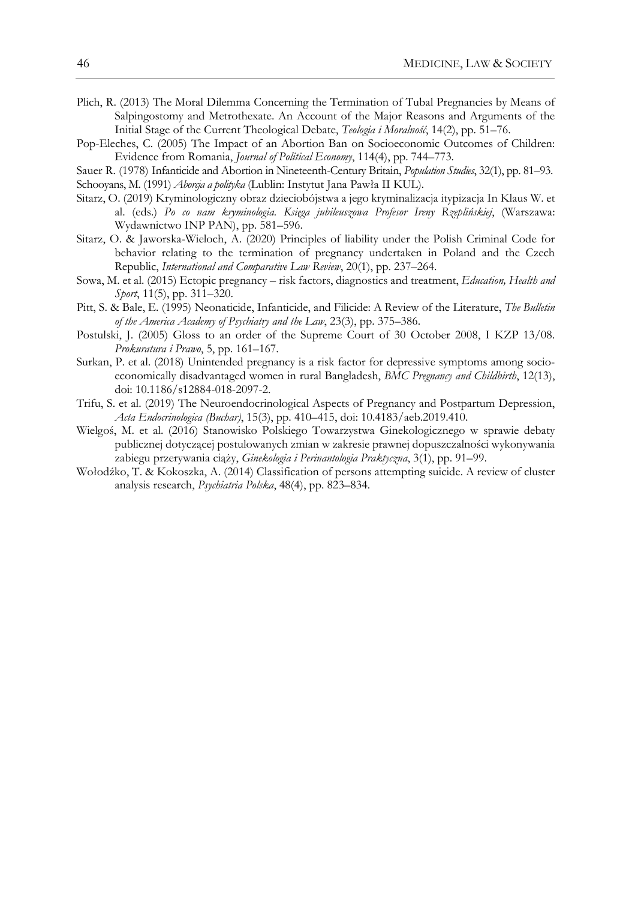Plich, R. (2013) The Moral Dilemma Concerning the Termination of Tubal Pregnancies by Means of Salpingostomy and Metrothexate. An Account of the Major Reasons and Arguments of the Initial Stage of the Current Theological Debate, *Teologia i Moralność*, 14(2), pp. 51–76.

Pop-Eleches, C. (2005) The Impact of an Abortion Ban on Socioeconomic Outcomes of Children: Evidence from Romania, *Journal of Political Economy*, 114(4), pp. 744–773.

Sauer R. (1978) Infanticide and Abortion in Nineteenth-Century Britain, *Population Studies*, 32(1), pp. 81–93.

Schooyans, M. (1991) *Aborcja a polityka* (Lublin: Instytut Jana Pawła II KUL).

Sitarz, O. (2019) Kryminologiczny obraz dzieciobójstwa a jego kryminalizacja itypizacja In Klaus W. et al. (eds.) *Po co nam kryminologia. Księga jubileuszowa Profesor Ireny Rzeplińskiej*, (Warszawa: Wydawnictwo INP PAN), pp. 581–596.

Sitarz, O. & Jaworska-Wieloch, A. (2020) Principles of liability under the Polish Criminal Code for behavior relating to the termination of pregnancy undertaken in Poland and the Czech Republic, *International and Comparative Law Review*, 20(1), pp. 237–264.

Sowa, M. et al. (2015) Ectopic pregnancy – risk factors, diagnostics and treatment, *Education, Health and Sport*, 11(5), pp. 311–320.

Pitt, S. & Bale, E. (1995) Neonaticide, Infanticide, and Filicide: A Review of the Literature, *The Bulletin of the America Academy of Psychiatry and the Law*, 23(3), pp. 375–386.

Postulski, J. (2005) Gloss to an order of the Supreme Court of 30 October 2008, I KZP 13/08. *Prokuratura i Prawo*, 5, pp. 161–167.

Surkan, P. et al. (2018) Unintended pregnancy is a risk factor for depressive symptoms among socio-economically disadvantaged women in rural Bangladesh, *BMC Pregnancy and Childbirth*, 12(13), doi: 10.1186/s12884-018-2097-2.

Trifu, S. et al. (2019) The Neuroendocrinological Aspects of Pregnancy and Postpartum Depression, *Acta Endocrinologica (Buchar)*, 15(3), pp. 410–415, doi: 10.4183/aeb.2019.410.

Wielgoś, M. et al. (2016) Stanowisko Polskiego Towarzystwa Ginekologicznego w sprawie debaty publicznej dotyczącej postulowanych zmian w zakresie prawnej dopuszczalności wykonywania zabiegu przerywania ciąży, *Ginekologia i Perinantologia Praktyczna*, 3(1), pp. 91–99.

Wołodźko, T. & Kokoszka, A. (2014) Classification of persons attempting suicide. A review of cluster analysis research, *Psychiatria Polska*, 48(4), pp. 823–834.